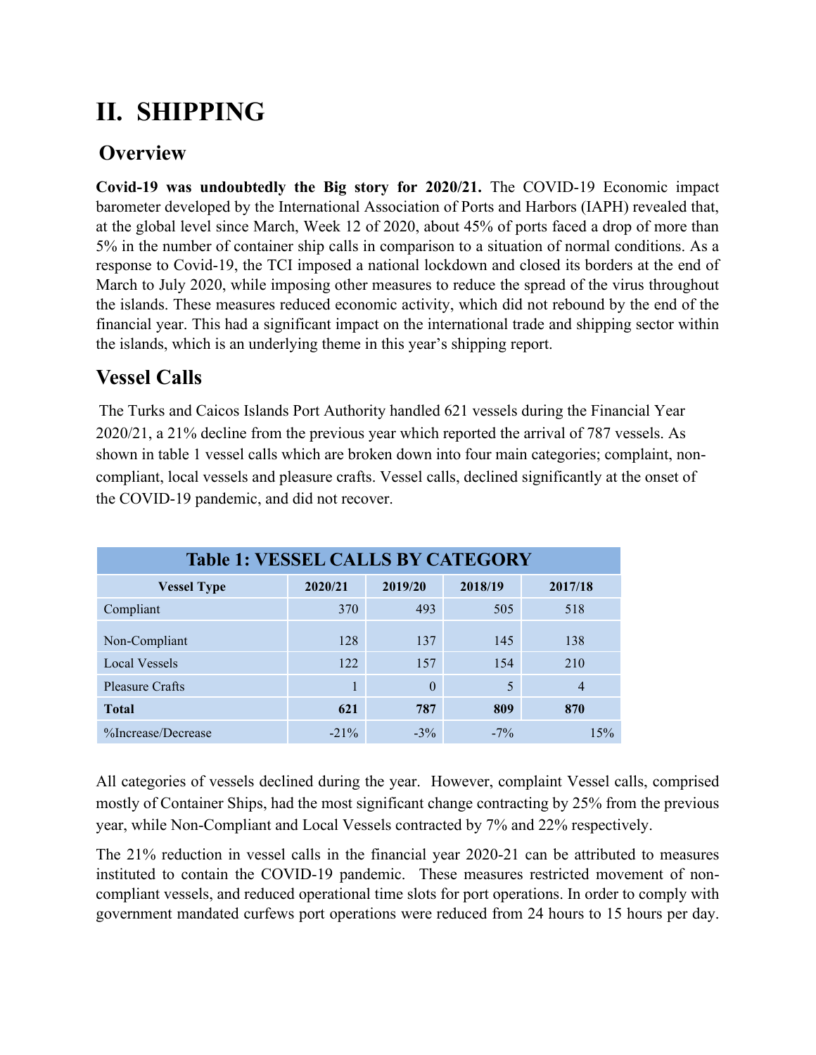# II. SHIPPING

## Overview

**Covid-19 was undoubtedly the Big story for 2020/21.** The COVID-19 Economic impact barometer developed by the International Association of Ports and Harbors (IAPH) revealed that, at the global level since March, Week 12 of 2020, about 45% of ports faced a drop of more than 5% in the number of container ship calls in comparison to a situation of normal conditions. As a response to Covid-19, the TCI imposed a national lockdown and closed its borders at the end of March to July 2020, while imposing other measures to reduce the spread of the virus throughout the islands. These measures reduced economic activity, which did not rebound by the end of the financial year. This had a significant impact on the international trade and shipping sector within the islands, which is an underlying theme in this year's shipping report.

## Vessel Calls

The Turks and Caicos Islands Port Authority handled 621 vessels during the Financial Year 2020/21, a 21% decline from the previous year which reported the arrival of 787 vessels. As shown in table 1 vessel calls which are broken down into four main categories; complaint, non-compliant, local vessels and pleasure crafts. Vessel calls, declined significantly at the onset of the COVID-19 pandemic, and did not recover.

**Table 1: VESSEL CALLS BY CATEGORY**

| Vessel Type | 2020/21 | 2019/20 | 2018/19 | 2017/18 |
|---|---|---|---|---|
| Compliant | 370 | 493 | 505 | 518 |
| Non-Compliant | 128 | 137 | 145 | 138 |
| Local Vessels | 122 | 157 | 154 | 210 |
| Pleasure Crafts | 1 | 0 | 5 | 4 |
| **Total** | **621** | **787** | **809** | **870** |
| %Increase/Decrease | -21% | -3% | -7% | 15% |

All categories of vessels declined during the year. However, complaint Vessel calls, comprised mostly of Container Ships, had the most significant change contracting by 25% from the previous year, while Non-Compliant and Local Vessels contracted by 7% and 22% respectively.

The 21% reduction in vessel calls in the financial year 2020-21 can be attributed to measures instituted to contain the COVID-19 pandemic. These measures restricted movement of non-compliant vessels, and reduced operational time slots for port operations. In order to comply with government mandated curfews port operations were reduced from 24 hours to 15 hours per day.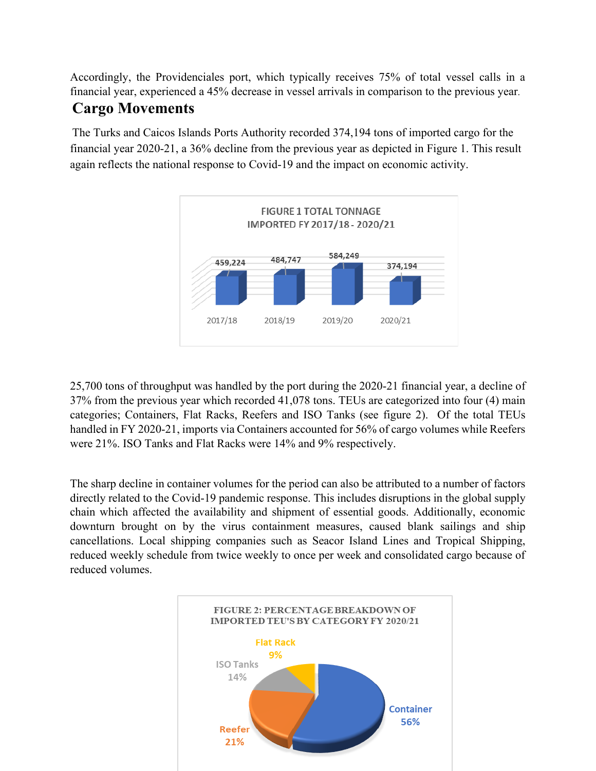Accordingly, the Providenciales port, which typically receives 75% of total vessel calls in a financial year, experienced a 45% decrease in vessel arrivals in comparison to the previous year.

## Cargo Movements

The Turks and Caicos Islands Ports Authority recorded 374,194 tons of imported cargo for the financial year 2020-21, a 36% decline from the previous year as depicted in Figure 1. This result again reflects the national response to Covid-19 and the impact on economic activity.

FIGURE 1 TOTAL TONNAGE IMPORTED FY 2017/18 - 2020/21

| 2017/18 | 2018/19 | 2019/20 | 2020/21 |
|---|---|---|---|
| 459,224 | 484,747 | 584,249 | 374,194 |

25,700 tons of throughput was handled by the port during the 2020-21 financial year, a decline of 37% from the previous year which recorded 41,078 tons. TEUs are categorized into four (4) main categories; Containers, Flat Racks, Reefers and ISO Tanks (see figure 2). Of the total TEUs handled in FY 2020-21, imports via Containers accounted for 56% of cargo volumes while Reefers were 21%. ISO Tanks and Flat Racks were 14% and 9% respectively.

The sharp decline in container volumes for the period can also be attributed to a number of factors directly related to the Covid-19 pandemic response. This includes disruptions in the global supply chain which affected the availability and shipment of essential goods. Additionally, economic downturn brought on by the virus containment measures, caused blank sailings and ship cancellations. Local shipping companies such as Seacor Island Lines and Tropical Shipping, reduced weekly schedule from twice weekly to once per week and consolidated cargo because of reduced volumes.

FIGURE 2: PERCENTAGE BREAKDOWN OF IMPORTED TEU'S BY CATEGORY FY 2020/21

| Category | Percentage |
|---|---|
| Container | 56% |
| Reefer | 21% |
| ISO Tanks | 14% |
| Flat Rack | 9% |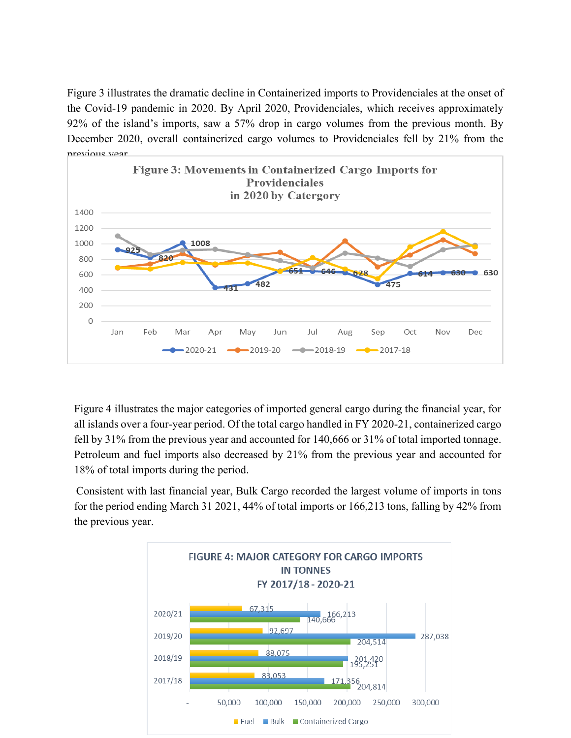Figure 3 illustrates the dramatic decline in Containerized imports to Providenciales at the onset of the Covid-19 pandemic in 2020. By April 2020, Providenciales, which receives approximately 92% of the island's imports, saw a 57% drop in cargo volumes from the previous month. By December 2020, overall containerized cargo volumes to Providenciales fell by 21% from the previous year.

**Figure 3: Movements in Containerized Cargo Imports for Providenciales in 2020 by Catergory**

| Month | 2020-21 |
|---|---|
| Jan | 925 |
| Feb | 820 |
| Mar | 1008 |
| Apr | 431 |
| May | 482 |
| Jun | 651 |
| Jul | 646 |
| Aug | 628 |
| Sep | 475 |
| Oct | 614 |
| Nov | 630 |
| Dec | 630 |

Legend: 2020-21, 2019-20, 2018-19, 2017-18

Figure 4 illustrates the major categories of imported general cargo during the financial year, for all islands over a four-year period. Of the total cargo handled in FY 2020-21, containerized cargo fell by 31% from the previous year and accounted for 140,666 or 31% of total imported tonnage. Petroleum and fuel imports also decreased by 21% from the previous year and accounted for 18% of total imports during the period.

Consistent with last financial year, Bulk Cargo recorded the largest volume of imports in tons for the period ending March 31 2021, 44% of total imports or 166,213 tons, falling by 42% from the previous year.

**FIGURE 4: MAJOR CATEGORY FOR CARGO IMPORTS IN TONNES FY 2017/18 - 2020-21**

| Year | Fuel | Bulk | Containerized Cargo |
|---|---|---|---|
| 2020/21 | 67,315 | 166,213 | 140,666 |
| 2019/20 | 92,697 | 287,038 | 204,514 |
| 2018/19 | 88,075 | 201,420 | 195,251 |
| 2017/18 | 83,053 | 171,356 | 204,814 |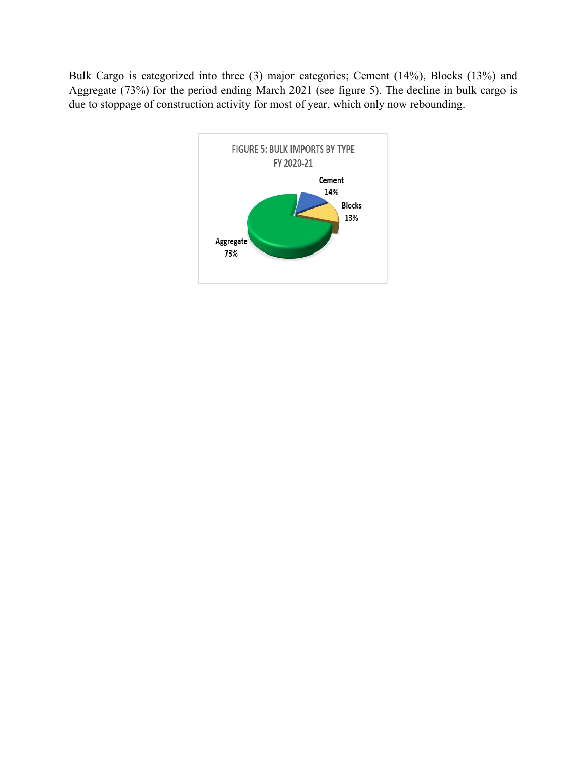Bulk Cargo is categorized into three (3) major categories; Cement (14%), Blocks (13%) and Aggregate (73%) for the period ending March 2021 (see figure 5). The decline in bulk cargo is due to stoppage of construction activity for most of year, which only now rebounding.

FIGURE 5: BULK IMPORTS BY TYPE
FY 2020-21

Cement
14%

Blocks
13%

Aggregate
73%